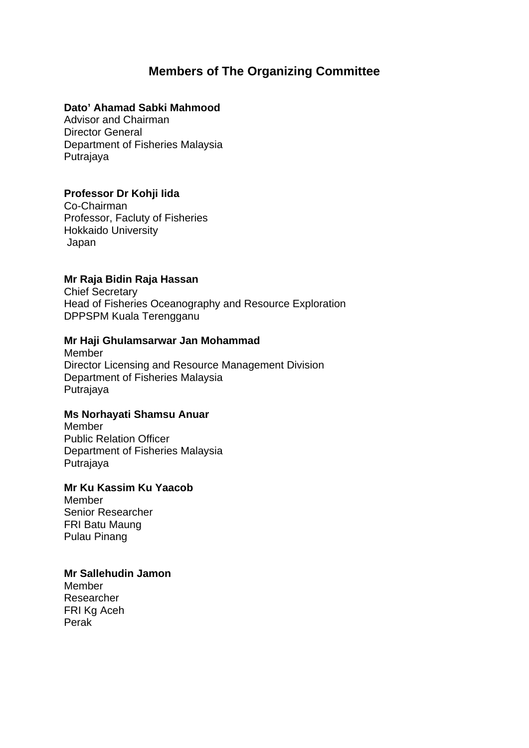# Members of The Organizing Committee

**Dato' Ahamad Sabki Mahmood**
Advisor and Chairman
Director General
Department of Fisheries Malaysia
Putrajaya

**Professor Dr Kohji Iida**
Co-Chairman
Professor, Facluty of Fisheries
Hokkaido University
Japan

**Mr Raja Bidin Raja Hassan**
Chief Secretary
Head of Fisheries Oceanography and Resource Exploration
DPPSPM Kuala Terengganu

**Mr Haji Ghulamsarwar Jan Mohammad**
Member
Director Licensing and Resource Management Division
Department of Fisheries Malaysia
Putrajaya

**Ms Norhayati Shamsu Anuar**
Member
Public Relation Officer
Department of Fisheries Malaysia
Putrajaya

**Mr Ku Kassim Ku Yaacob**
Member
Senior Researcher
FRI Batu Maung
Pulau Pinang

**Mr Sallehudin Jamon**
Member
Researcher
FRI Kg Aceh
Perak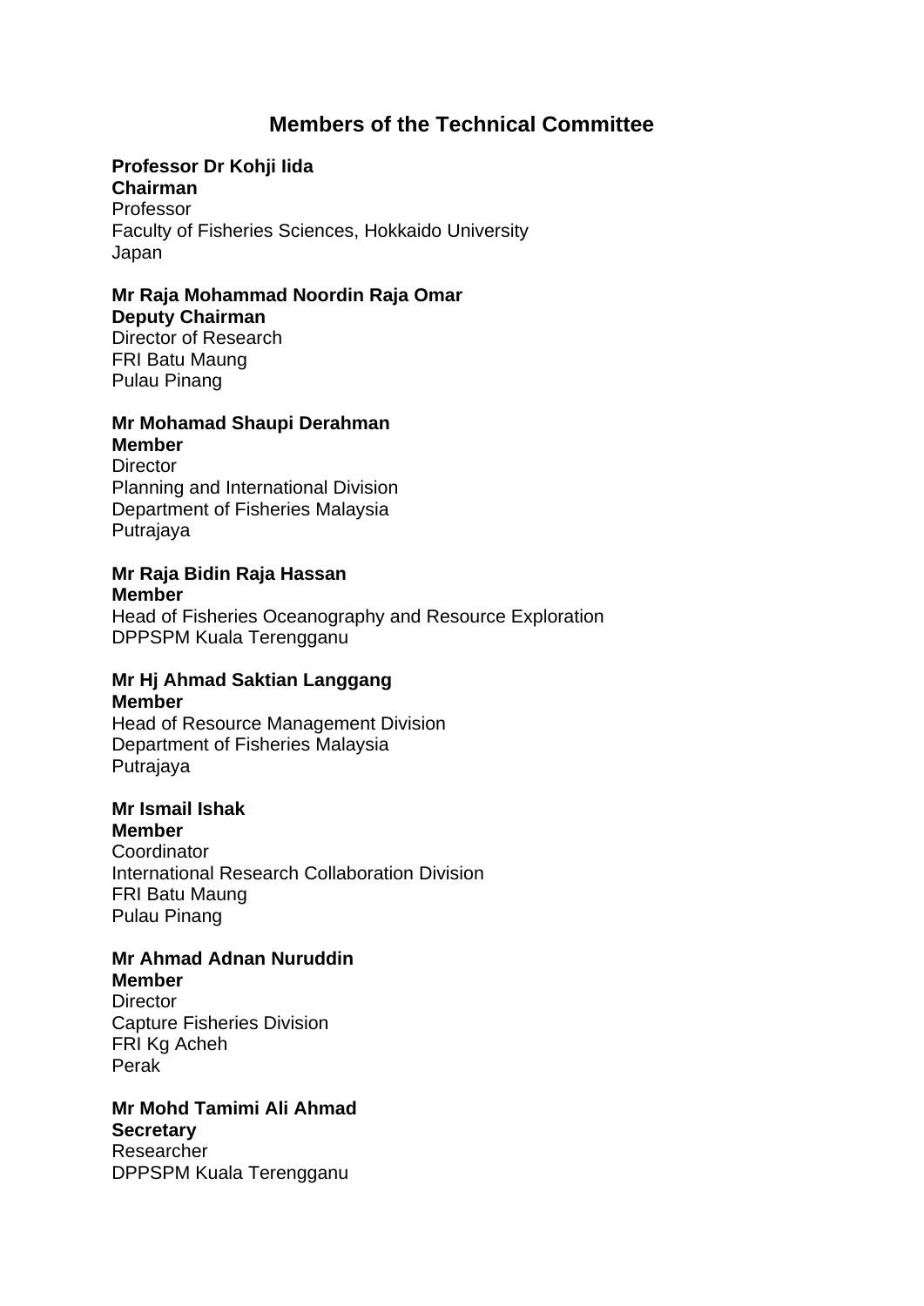## Members of the Technical Committee

**Professor Dr Kohji Iida**
**Chairman**
Professor
Faculty of Fisheries Sciences, Hokkaido University
Japan

**Mr Raja Mohammad Noordin Raja Omar**
**Deputy Chairman**
Director of Research
FRI Batu Maung
Pulau Pinang

**Mr Mohamad Shaupi Derahman**
**Member**
Director
Planning and International Division
Department of Fisheries Malaysia
Putrajaya

**Mr Raja Bidin Raja Hassan**
**Member**
Head of Fisheries Oceanography and Resource Exploration
DPPSPM Kuala Terengganu

**Mr Hj Ahmad Saktian Langgang**
**Member**
Head of Resource Management Division
Department of Fisheries Malaysia
Putrajaya

**Mr Ismail Ishak**
**Member**
Coordinator
International Research Collaboration Division
FRI Batu Maung
Pulau Pinang

**Mr Ahmad Adnan Nuruddin**
**Member**
Director
Capture Fisheries Division
FRI Kg Acheh
Perak

**Mr Mohd Tamimi Ali Ahmad**
**Secretary**
Researcher
DPPSPM Kuala Terengganu